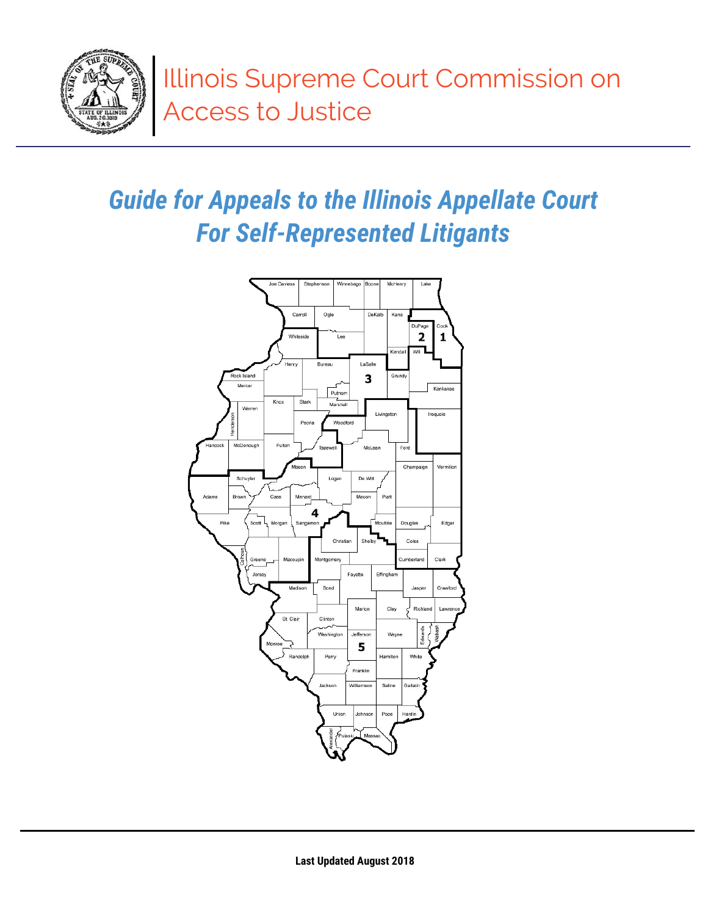Illinois Supreme Court Commission on Access to Justice

# *Guide for Appeals to the Illinois Appellate Court For Self-Represented Litigants*

**Last Updated August 2018**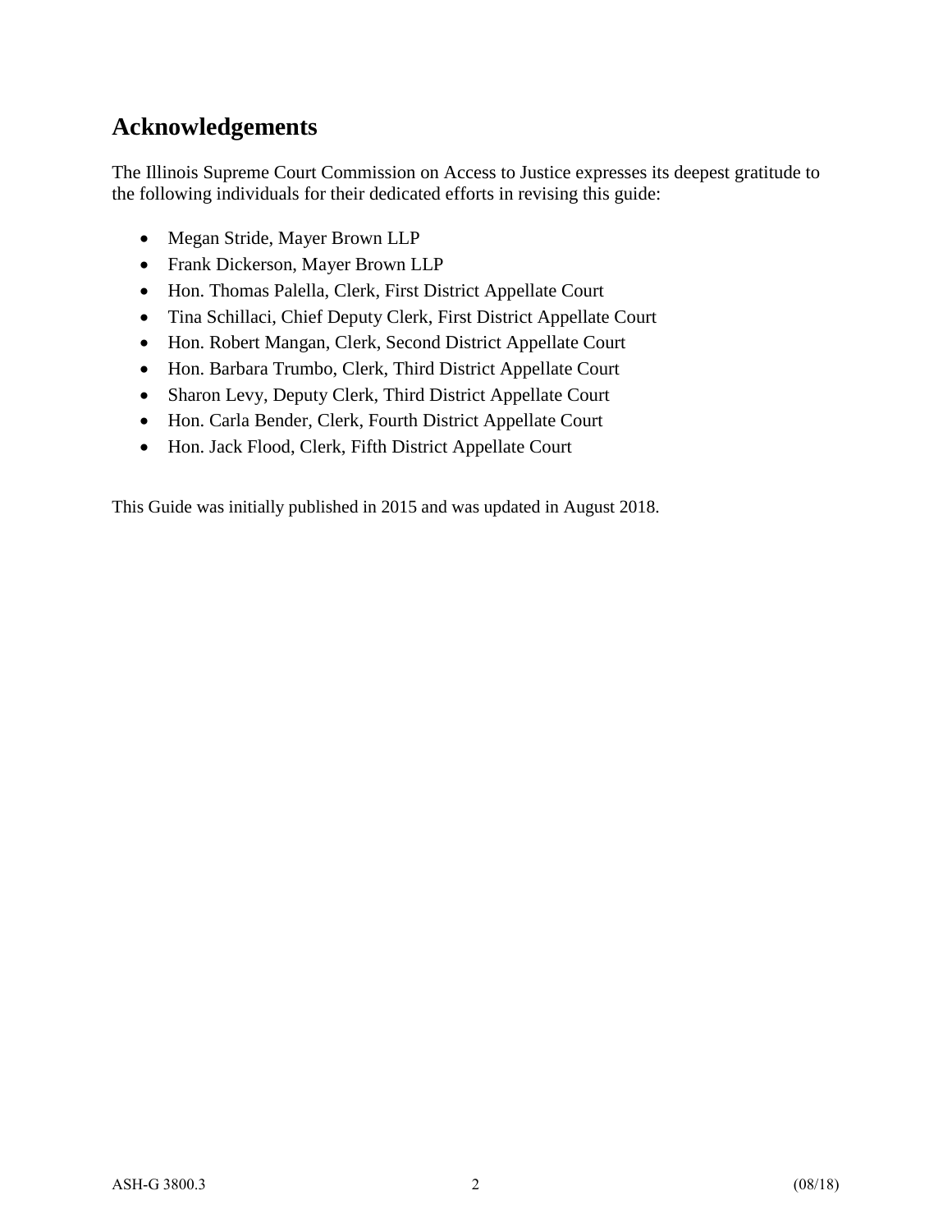## Acknowledgements

The Illinois Supreme Court Commission on Access to Justice expresses its deepest gratitude to the following individuals for their dedicated efforts in revising this guide:

- Megan Stride, Mayer Brown LLP
- Frank Dickerson, Mayer Brown LLP
- Hon. Thomas Palella, Clerk, First District Appellate Court
- Tina Schillaci, Chief Deputy Clerk, First District Appellate Court
- Hon. Robert Mangan, Clerk, Second District Appellate Court
- Hon. Barbara Trumbo, Clerk, Third District Appellate Court
- Sharon Levy, Deputy Clerk, Third District Appellate Court
- Hon. Carla Bender, Clerk, Fourth District Appellate Court
- Hon. Jack Flood, Clerk, Fifth District Appellate Court

This Guide was initially published in 2015 and was updated in August 2018.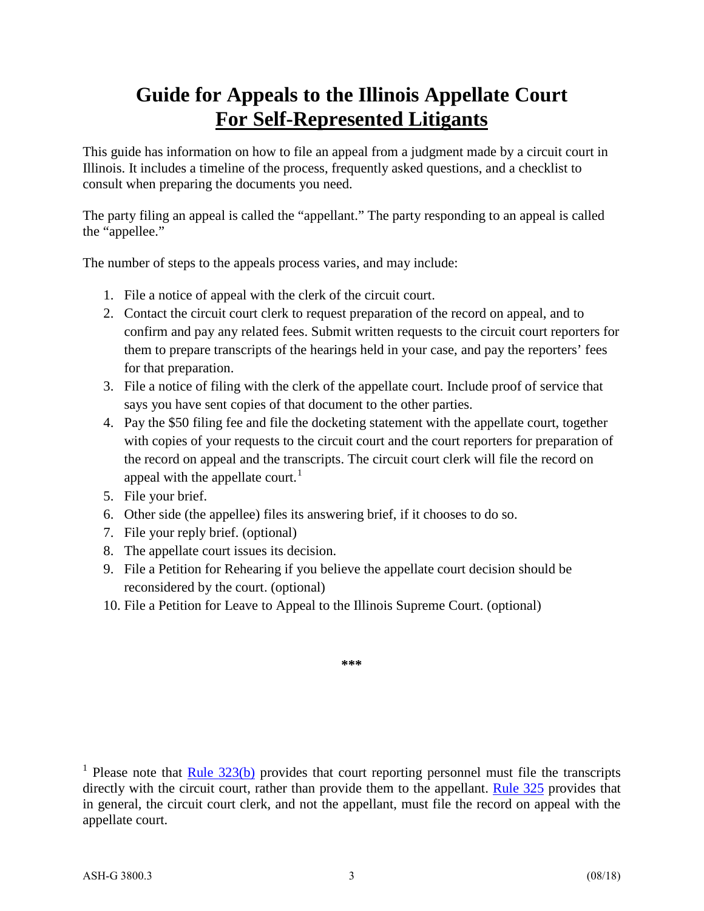# Guide for Appeals to the Illinois Appellate Court
# For Self-Represented Litigants

This guide has information on how to file an appeal from a judgment made by a circuit court in Illinois. It includes a timeline of the process, frequently asked questions, and a checklist to consult when preparing the documents you need.

The party filing an appeal is called the "appellant." The party responding to an appeal is called the "appellee."

The number of steps to the appeals process varies, and may include:

1. File a notice of appeal with the clerk of the circuit court.
2. Contact the circuit court clerk to request preparation of the record on appeal, and to confirm and pay any related fees. Submit written requests to the circuit court reporters for them to prepare transcripts of the hearings held in your case, and pay the reporters' fees for that preparation.
3. File a notice of filing with the clerk of the appellate court. Include proof of service that says you have sent copies of that document to the other parties.
4. Pay the $50 filing fee and file the docketing statement with the appellate court, together with copies of your requests to the circuit court and the court reporters for preparation of the record on appeal and the transcripts. The circuit court clerk will file the record on appeal with the appellate court.[1]
5. File your brief.
6. Other side (the appellee) files its answering brief, if it chooses to do so.
7. File your reply brief. (optional)
8. The appellate court issues its decision.
9. File a Petition for Rehearing if you believe the appellate court decision should be reconsidered by the court. (optional)
10. File a Petition for Leave to Appeal to the Illinois Supreme Court. (optional)

***

[1] Please note that Rule 323(b) provides that court reporting personnel must file the transcripts directly with the circuit court, rather than provide them to the appellant. Rule 325 provides that in general, the circuit court clerk, and not the appellant, must file the record on appeal with the appellate court.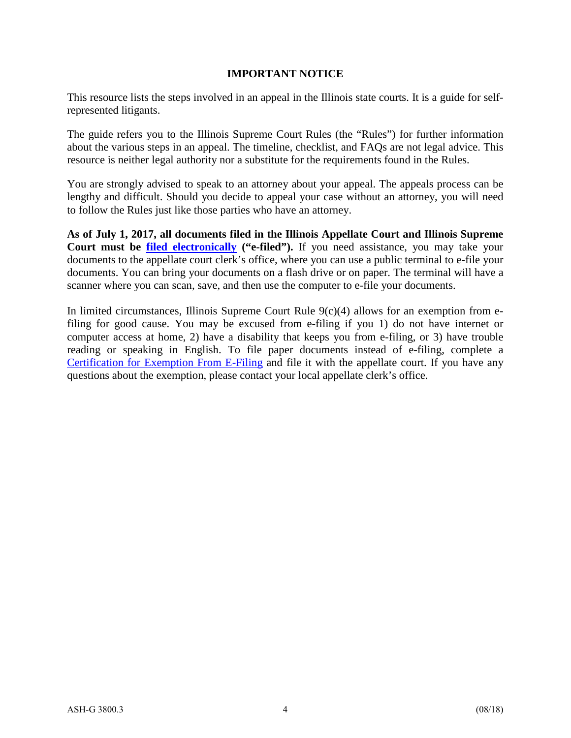## IMPORTANT NOTICE

This resource lists the steps involved in an appeal in the Illinois state courts. It is a guide for self-represented litigants.

The guide refers you to the Illinois Supreme Court Rules (the "Rules") for further information about the various steps in an appeal. The timeline, checklist, and FAQs are not legal advice. This resource is neither legal authority nor a substitute for the requirements found in the Rules.

You are strongly advised to speak to an attorney about your appeal. The appeals process can be lengthy and difficult. Should you decide to appeal your case without an attorney, you will need to follow the Rules just like those parties who have an attorney.

**As of July 1, 2017, all documents filed in the Illinois Appellate Court and Illinois Supreme Court must be filed electronically ("e-filed").** If you need assistance, you may take your documents to the appellate court clerk's office, where you can use a public terminal to e-file your documents. You can bring your documents on a flash drive or on paper. The terminal will have a scanner where you can scan, save, and then use the computer to e-file your documents.

In limited circumstances, Illinois Supreme Court Rule 9(c)(4) allows for an exemption from e-filing for good cause. You may be excused from e-filing if you 1) do not have internet or computer access at home, 2) have a disability that keeps you from e-filing, or 3) have trouble reading or speaking in English. To file paper documents instead of e-filing, complete a Certification for Exemption From E-Filing and file it with the appellate court. If you have any questions about the exemption, please contact your local appellate clerk's office.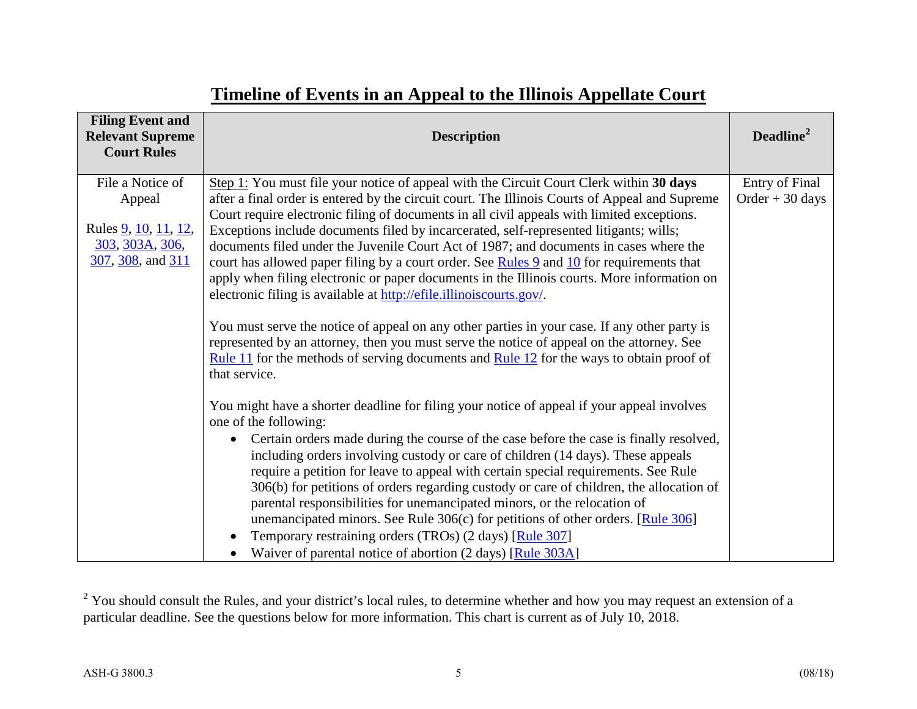# Timeline of Events in an Appeal to the Illinois Appellate Court

| Filing Event and Relevant Supreme Court Rules | Description | Deadline[2] |
|---|---|---|
| File a Notice of Appeal<br><br>Rules 9, 10, 11, 12, 303, 303A, 306, 307, 308, and 311 | Step 1: You must file your notice of appeal with the Circuit Court Clerk within **30 days** after a final order is entered by the circuit court. The Illinois Courts of Appeal and Supreme Court require electronic filing of documents in all civil appeals with limited exceptions. Exceptions include documents filed by incarcerated, self-represented litigants; wills; documents filed under the Juvenile Court Act of 1987; and documents in cases where the court has allowed paper filing by a court order. See Rules 9 and 10 for requirements that apply when filing electronic or paper documents in the Illinois courts. More information on electronic filing is available at http://efile.illinoiscourts.gov/.<br><br>You must serve the notice of appeal on any other parties in your case. If any other party is represented by an attorney, then you must serve the notice of appeal on the attorney. See Rule 11 for the methods of serving documents and Rule 12 for the ways to obtain proof of that service.<br><br>You might have a shorter deadline for filing your notice of appeal if your appeal involves one of the following:<br>• Certain orders made during the course of the case before the case is finally resolved, including orders involving custody or care of children (14 days). These appeals require a petition for leave to appeal with certain special requirements. See Rule 306(b) for petitions of orders regarding custody or care of children, the allocation of parental responsibilities for unemancipated minors, or the relocation of unemancipated minors. See Rule 306(c) for petitions of other orders. [Rule 306]<br>• Temporary restraining orders (TROs) (2 days) [Rule 307]<br>• Waiver of parental notice of abortion (2 days) [Rule 303A] | Entry of Final Order + 30 days |

[2] You should consult the Rules, and your district's local rules, to determine whether and how you may request an extension of a particular deadline. See the questions below for more information. This chart is current as of July 10, 2018.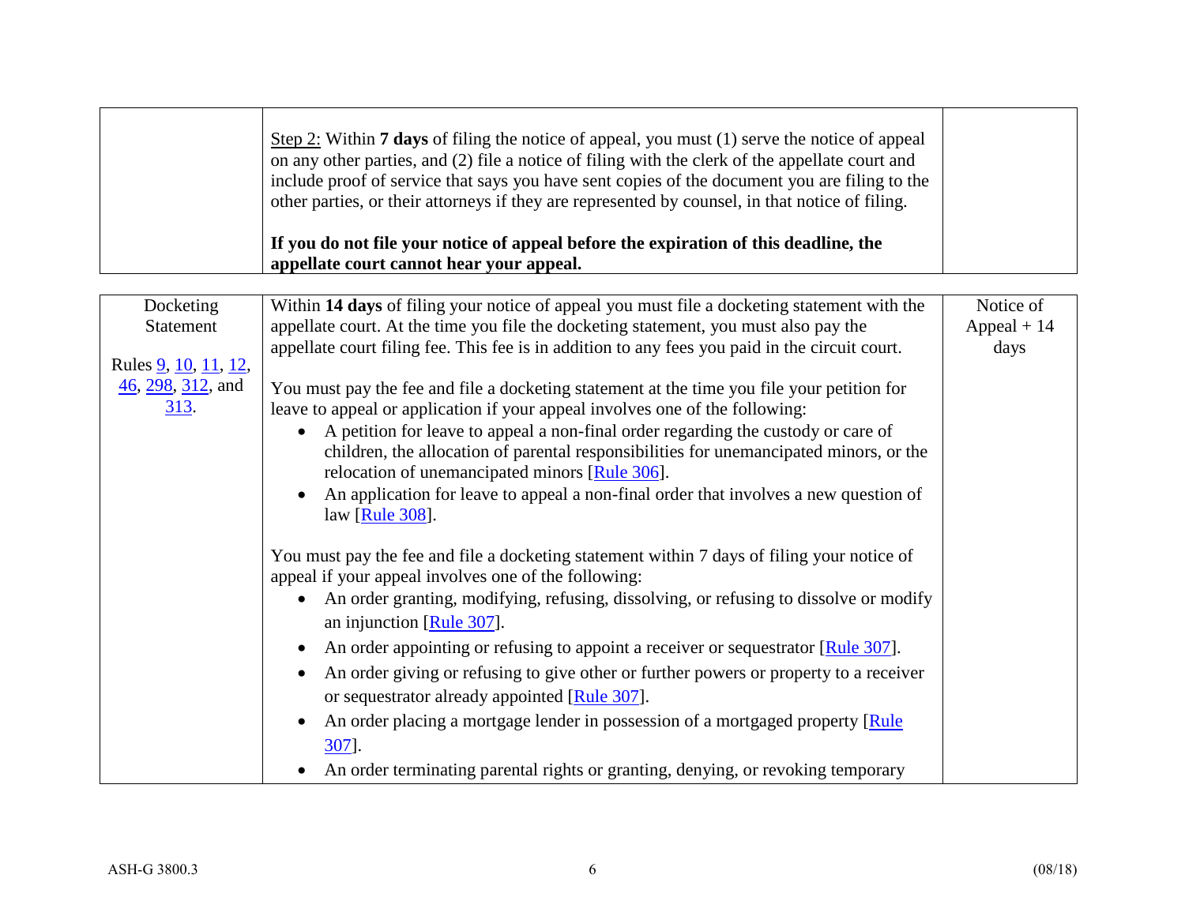| | | |
|---|---|---|
| | Step 2: Within **7 days** of filing the notice of appeal, you must (1) serve the notice of appeal on any other parties, and (2) file a notice of filing with the clerk of the appellate court and include proof of service that says you have sent copies of the document you are filing to the other parties, or their attorneys if they are represented by counsel, in that notice of filing.<br><br>**If you do not file your notice of appeal before the expiration of this deadline, the appellate court cannot hear your appeal.** | |

| | | |
|---|---|---|
| Docketing Statement<br><br>Rules 9, 10, 11, 12, 46, 298, 312, and 313. | Within **14 days** of filing your notice of appeal you must file a docketing statement with the appellate court. At the time you file the docketing statement, you must also pay the appellate court filing fee. This fee is in addition to any fees you paid in the circuit court.<br><br>You must pay the fee and file a docketing statement at the time you file your petition for leave to appeal or application if your appeal involves one of the following:<br>• A petition for leave to appeal a non-final order regarding the custody or care of children, the allocation of parental responsibilities for unemancipated minors, or the relocation of unemancipated minors [Rule 306].<br>• An application for leave to appeal a non-final order that involves a new question of law [Rule 308].<br><br>You must pay the fee and file a docketing statement within 7 days of filing your notice of appeal if your appeal involves one of the following:<br>• An order granting, modifying, refusing, dissolving, or refusing to dissolve or modify an injunction [Rule 307].<br>• An order appointing or refusing to appoint a receiver or sequestrator [Rule 307].<br>• An order giving or refusing to give other or further powers or property to a receiver or sequestrator already appointed [Rule 307].<br>• An order placing a mortgage lender in possession of a mortgaged property [Rule 307].<br>• An order terminating parental rights or granting, denying, or revoking temporary | Notice of Appeal + 14 days |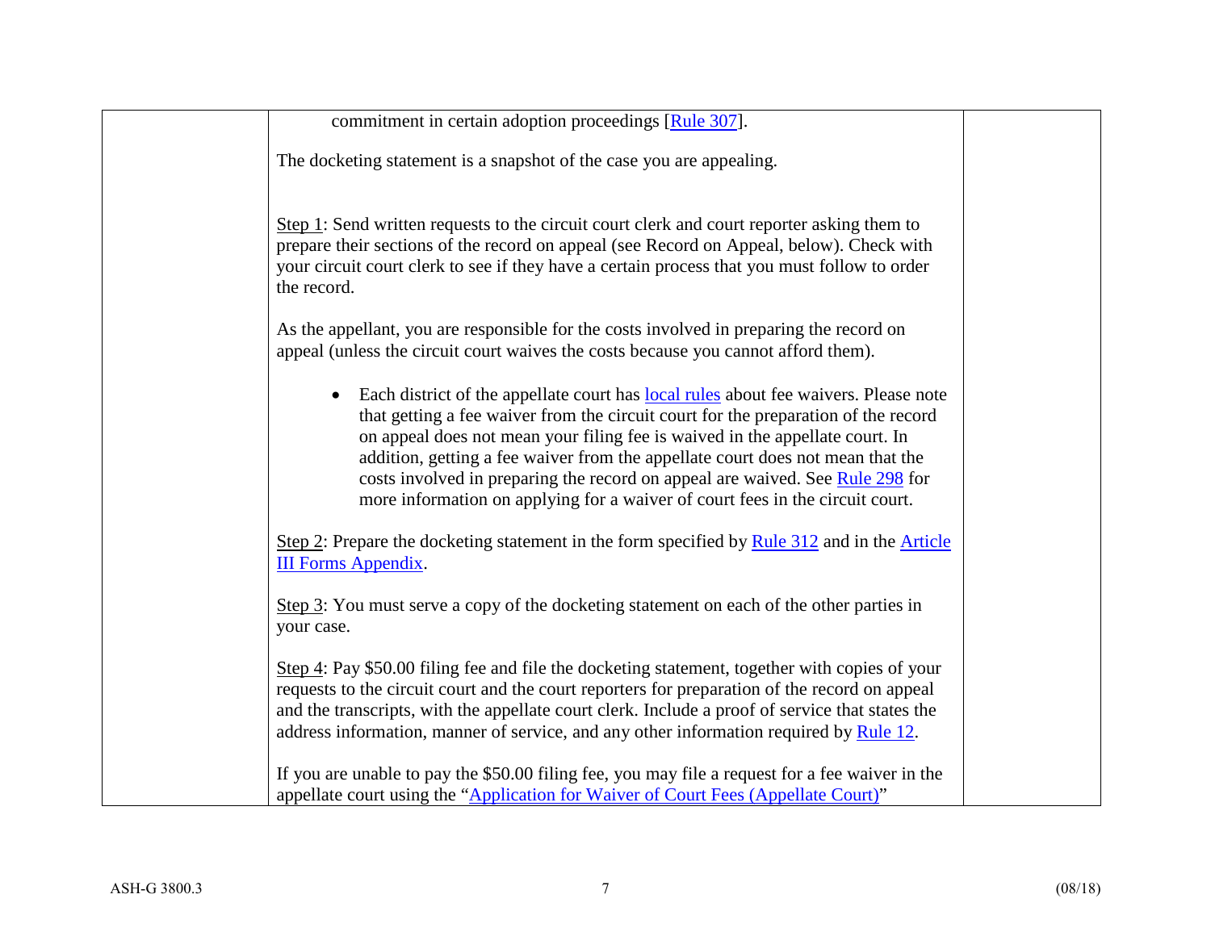commitment in certain adoption proceedings [Rule 307].

The docketing statement is a snapshot of the case you are appealing.

Step 1: Send written requests to the circuit court clerk and court reporter asking them to prepare their sections of the record on appeal (see Record on Appeal, below). Check with your circuit court clerk to see if they have a certain process that you must follow to order the record.

As the appellant, you are responsible for the costs involved in preparing the record on appeal (unless the circuit court waives the costs because you cannot afford them).

- Each district of the appellate court has local rules about fee waivers. Please note that getting a fee waiver from the circuit court for the preparation of the record on appeal does not mean your filing fee is waived in the appellate court. In addition, getting a fee waiver from the appellate court does not mean that the costs involved in preparing the record on appeal are waived. See Rule 298 for more information on applying for a waiver of court fees in the circuit court.

Step 2: Prepare the docketing statement in the form specified by Rule 312 and in the Article III Forms Appendix.

Step 3: You must serve a copy of the docketing statement on each of the other parties in your case.

Step 4: Pay $50.00 filing fee and file the docketing statement, together with copies of your requests to the circuit court and the court reporters for preparation of the record on appeal and the transcripts, with the appellate court clerk. Include a proof of service that states the address information, manner of service, and any other information required by Rule 12.

If you are unable to pay the $50.00 filing fee, you may file a request for a fee waiver in the appellate court using the "Application for Waiver of Court Fees (Appellate Court)"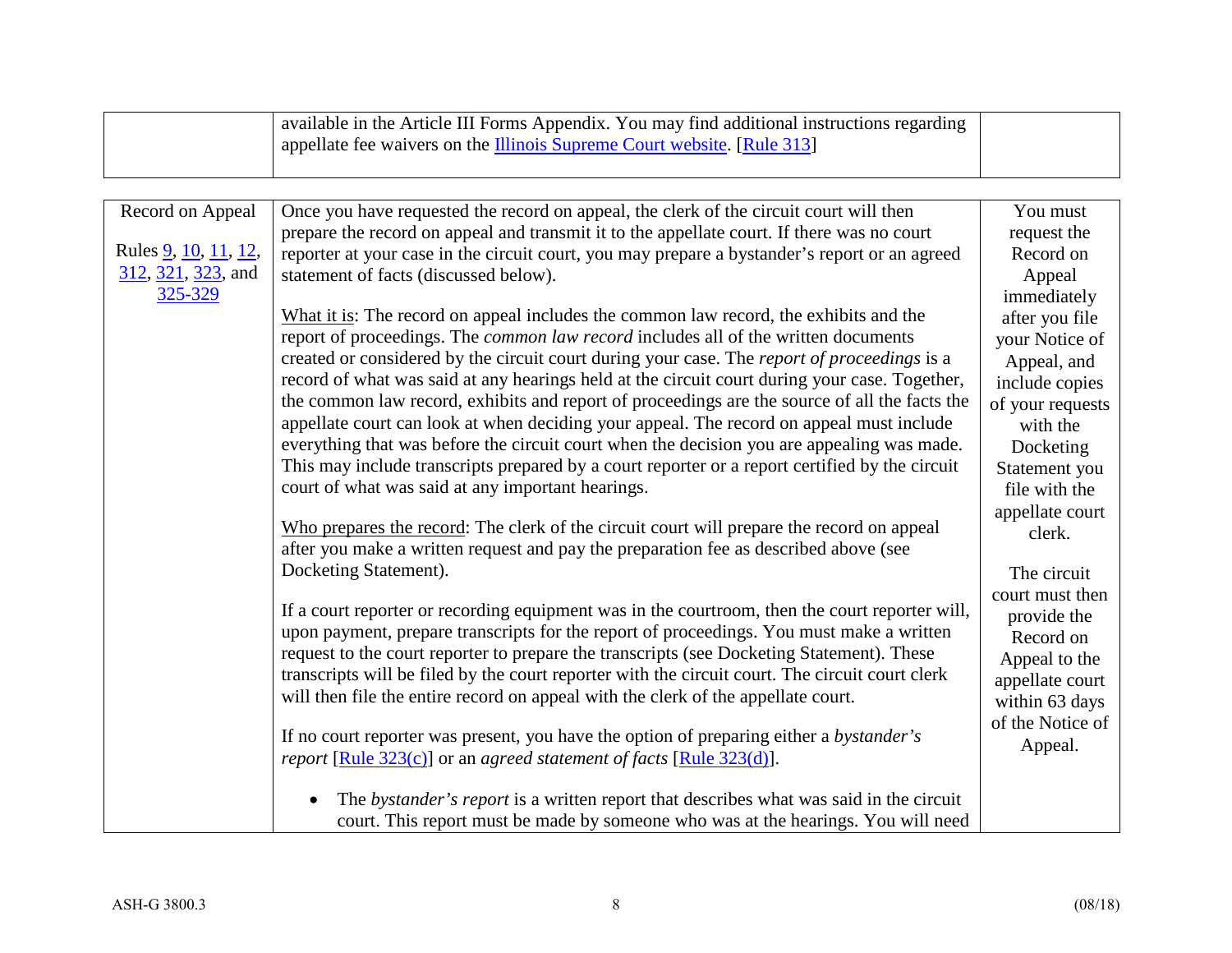| | | |
|---|---|---|
| | available in the Article III Forms Appendix. You may find additional instructions regarding appellate fee waivers on the Illinois Supreme Court website. [Rule 313] | |

| | | |
|---|---|---|
| Record on Appeal<br><br>Rules 9, 10, 11, 12, 312, 321, 323, and 325-329 | Once you have requested the record on appeal, the clerk of the circuit court will then prepare the record on appeal and transmit it to the appellate court. If there was no court reporter at your case in the circuit court, you may prepare a bystander's report or an agreed statement of facts (discussed below).<br><br>What it is: The record on appeal includes the common law record, the exhibits and the report of proceedings. The *common law record* includes all of the written documents created or considered by the circuit court during your case. The *report of proceedings* is a record of what was said at any hearings held at the circuit court during your case. Together, the common law record, exhibits and report of proceedings are the source of all the facts the appellate court can look at when deciding your appeal. The record on appeal must include everything that was before the circuit court when the decision you are appealing was made. This may include transcripts prepared by a court reporter or a report certified by the circuit court of what was said at any important hearings.<br><br>Who prepares the record: The clerk of the circuit court will prepare the record on appeal after you make a written request and pay the preparation fee as described above (see Docketing Statement).<br><br>If a court reporter or recording equipment was in the courtroom, then the court reporter will, upon payment, prepare transcripts for the report of proceedings. You must make a written request to the court reporter to prepare the transcripts (see Docketing Statement). These transcripts will be filed by the court reporter with the circuit court. The circuit court clerk will then file the entire record on appeal with the clerk of the appellate court.<br><br>If no court reporter was present, you have the option of preparing either a *bystander's report* [Rule 323(c)] or an *agreed statement of facts* [Rule 323(d)].<br><br>• The *bystander's report* is a written report that describes what was said in the circuit court. This report must be made by someone who was at the hearings. You will need | You must request the Record on Appeal immediately after you file your Notice of Appeal, and include copies of your requests with the Docketing Statement you file with the appellate court clerk.<br><br>The circuit court must then provide the Record on Appeal to the appellate court within 63 days of the Notice of Appeal. |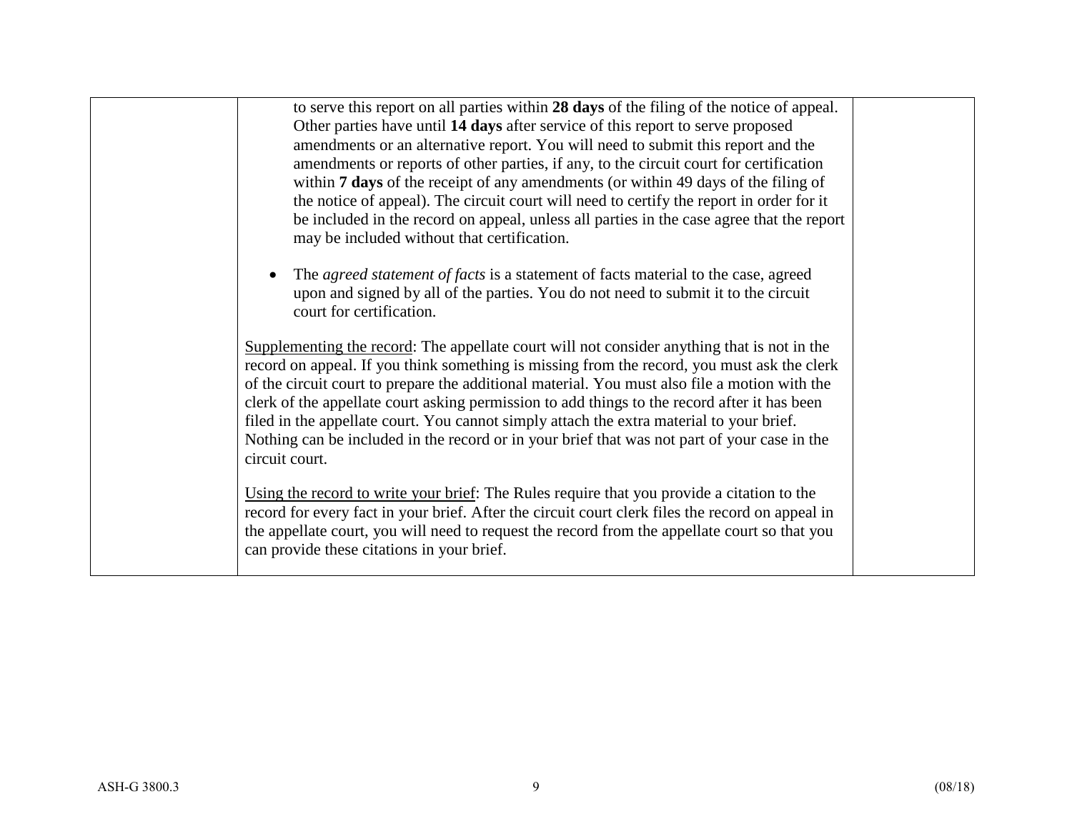to serve this report on all parties within **28 days** of the filing of the notice of appeal. Other parties have until **14 days** after service of this report to serve proposed amendments or an alternative report. You will need to submit this report and the amendments or reports of other parties, if any, to the circuit court for certification within **7 days** of the receipt of any amendments (or within 49 days of the filing of the notice of appeal). The circuit court will need to certify the report in order for it be included in the record on appeal, unless all parties in the case agree that the report may be included without that certification.

- The *agreed statement of facts* is a statement of facts material to the case, agreed upon and signed by all of the parties. You do not need to submit it to the circuit court for certification.

Supplementing the record: The appellate court will not consider anything that is not in the record on appeal. If you think something is missing from the record, you must ask the clerk of the circuit court to prepare the additional material. You must also file a motion with the clerk of the appellate court asking permission to add things to the record after it has been filed in the appellate court. You cannot simply attach the extra material to your brief. Nothing can be included in the record or in your brief that was not part of your case in the circuit court.

Using the record to write your brief: The Rules require that you provide a citation to the record for every fact in your brief. After the circuit court clerk files the record on appeal in the appellate court, you will need to request the record from the appellate court so that you can provide these citations in your brief.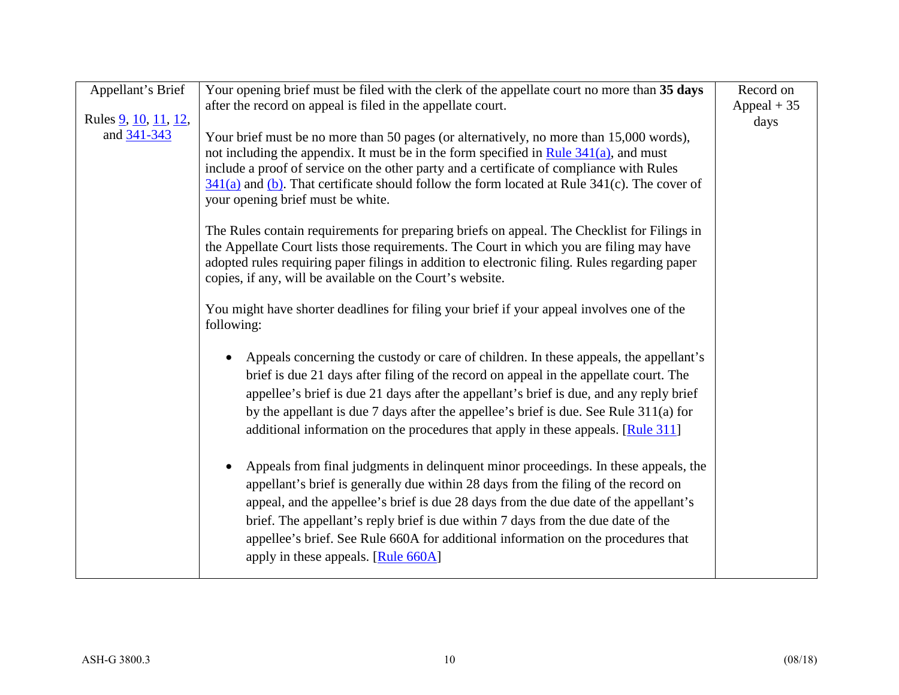| | | |
|---|---|---|
| Appellant's Brief<br><br>Rules 9, 10, 11, 12, and 341-343 | Your opening brief must be filed with the clerk of the appellate court no more than **35 days** after the record on appeal is filed in the appellate court.<br><br>Your brief must be no more than 50 pages (or alternatively, no more than 15,000 words), not including the appendix. It must be in the form specified in Rule 341(a), and must include a proof of service on the other party and a certificate of compliance with Rules 341(a) and (b). That certificate should follow the form located at Rule 341(c). The cover of your opening brief must be white.<br><br>The Rules contain requirements for preparing briefs on appeal. The Checklist for Filings in the Appellate Court lists those requirements. The Court in which you are filing may have adopted rules requiring paper filings in addition to electronic filing. Rules regarding paper copies, if any, will be available on the Court's website.<br><br>You might have shorter deadlines for filing your brief if your appeal involves one of the following:<br><br>• Appeals concerning the custody or care of children. In these appeals, the appellant's brief is due 21 days after filing of the record on appeal in the appellate court. The appellee's brief is due 21 days after the appellant's brief is due, and any reply brief by the appellant is due 7 days after the appellee's brief is due. See Rule 311(a) for additional information on the procedures that apply in these appeals. [Rule 311]<br><br>• Appeals from final judgments in delinquent minor proceedings. In these appeals, the appellant's brief is generally due within 28 days from the filing of the record on appeal, and the appellee's brief is due 28 days from the due date of the appellant's brief. The appellant's reply brief is due within 7 days from the due date of the appellee's brief. See Rule 660A for additional information on the procedures that apply in these appeals. [Rule 660A] | Record on Appeal + 35 days |

ASH-G 3800.3 (08/18)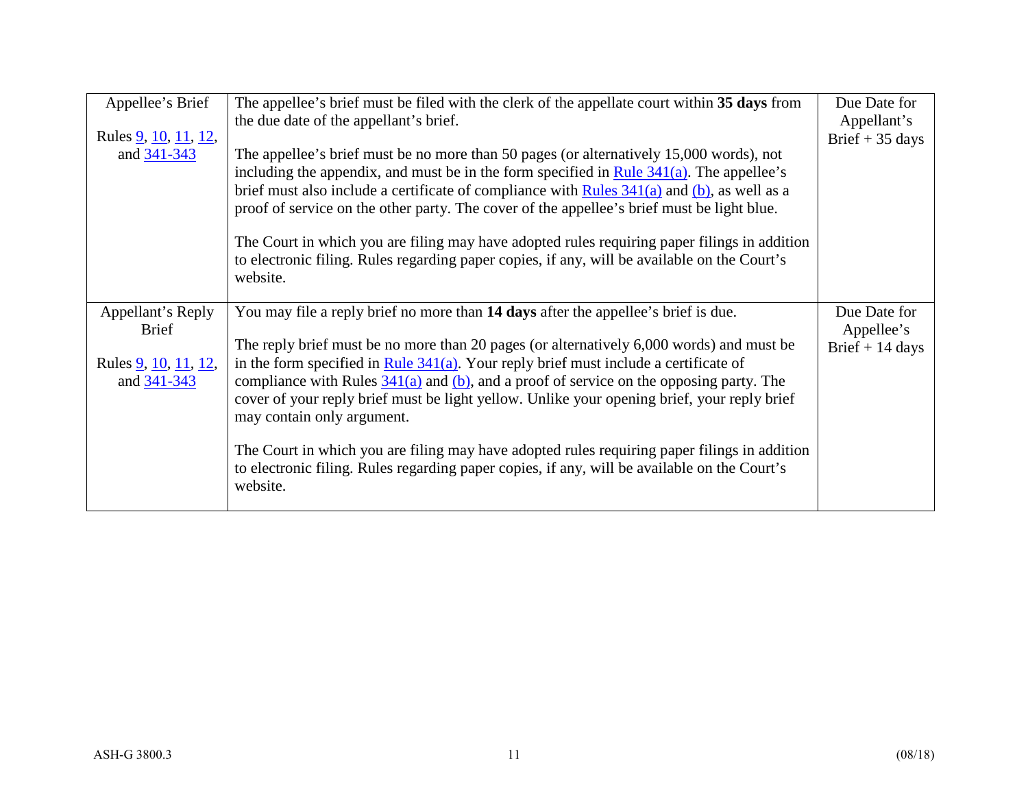| | | |
|---|---|---|
| Appellee's Brief<br><br>Rules 9, 10, 11, 12, and 341-343 | The appellee's brief must be filed with the clerk of the appellate court within **35 days** from the due date of the appellant's brief.<br><br>The appellee's brief must be no more than 50 pages (or alternatively 15,000 words), not including the appendix, and must be in the form specified in Rule 341(a). The appellee's brief must also include a certificate of compliance with Rules 341(a) and (b), as well as a proof of service on the other party. The cover of the appellee's brief must be light blue.<br><br>The Court in which you are filing may have adopted rules requiring paper filings in addition to electronic filing. Rules regarding paper copies, if any, will be available on the Court's website. | Due Date for Appellant's Brief + 35 days |
| Appellant's Reply Brief<br><br>Rules 9, 10, 11, 12, and 341-343 | You may file a reply brief no more than **14 days** after the appellee's brief is due.<br><br>The reply brief must be no more than 20 pages (or alternatively 6,000 words) and must be in the form specified in Rule 341(a). Your reply brief must include a certificate of compliance with Rules 341(a) and (b), and a proof of service on the opposing party. The cover of your reply brief must be light yellow. Unlike your opening brief, your reply brief may contain only argument.<br><br>The Court in which you are filing may have adopted rules requiring paper filings in addition to electronic filing. Rules regarding paper copies, if any, will be available on the Court's website. | Due Date for Appellee's Brief + 14 days |

ASH-G 3800.3 (08/18)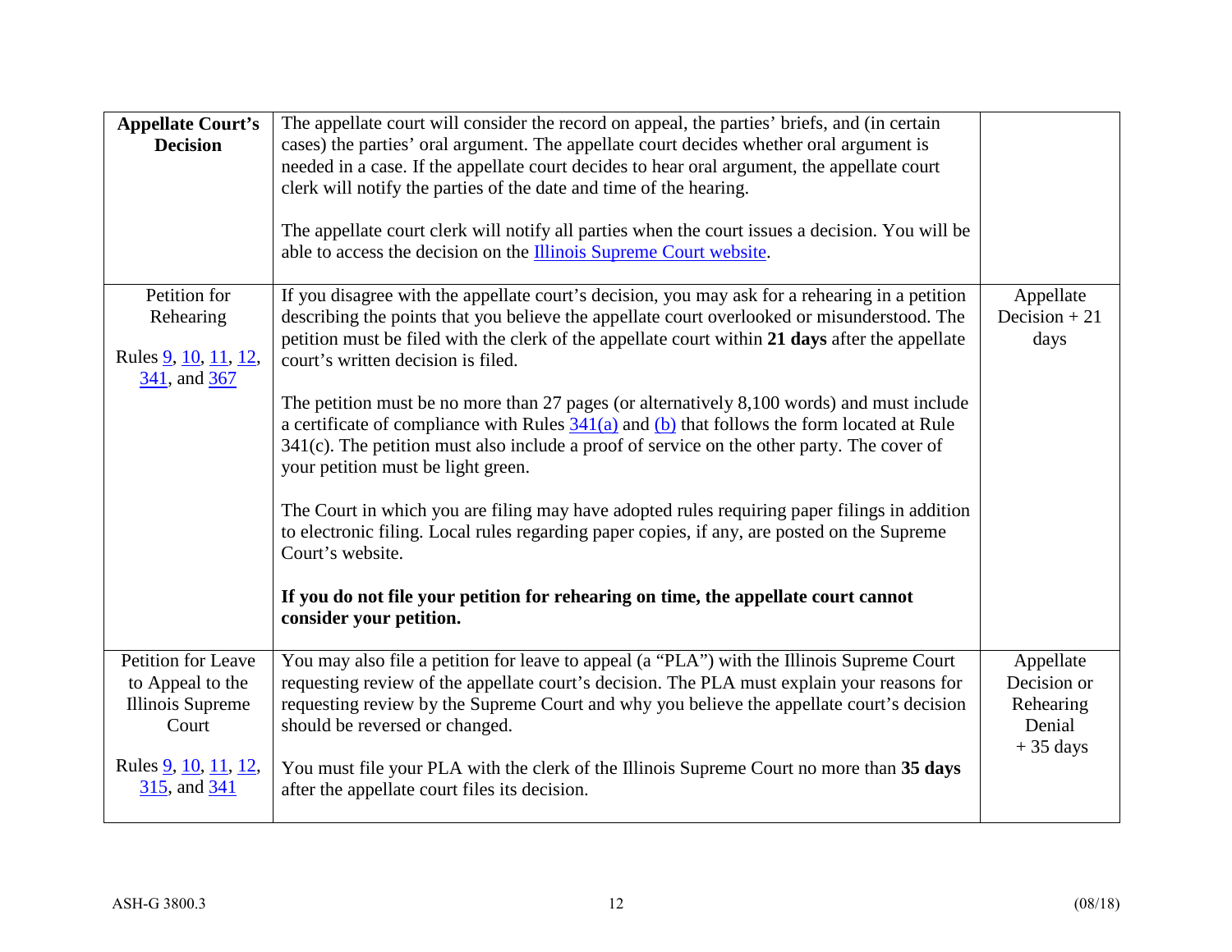| | | |
|---|---|---|
| **Appellate Court's Decision** | The appellate court will consider the record on appeal, the parties' briefs, and (in certain cases) the parties' oral argument. The appellate court decides whether oral argument is needed in a case. If the appellate court decides to hear oral argument, the appellate court clerk will notify the parties of the date and time of the hearing.<br><br>The appellate court clerk will notify all parties when the court issues a decision. You will be able to access the decision on the Illinois Supreme Court website. | |
| Petition for Rehearing<br><br>Rules 9, 10, 11, 12, 341, and 367 | If you disagree with the appellate court's decision, you may ask for a rehearing in a petition describing the points that you believe the appellate court overlooked or misunderstood. The petition must be filed with the clerk of the appellate court within **21 days** after the appellate court's written decision is filed.<br><br>The petition must be no more than 27 pages (or alternatively 8,100 words) and must include a certificate of compliance with Rules 341(a) and (b) that follows the form located at Rule 341(c). The petition must also include a proof of service on the other party. The cover of your petition must be light green.<br><br>The Court in which you are filing may have adopted rules requiring paper filings in addition to electronic filing. Local rules regarding paper copies, if any, are posted on the Supreme Court's website.<br><br>**If you do not file your petition for rehearing on time, the appellate court cannot consider your petition.** | Appellate Decision + 21 days |
| Petition for Leave to Appeal to the Illinois Supreme Court<br><br>Rules 9, 10, 11, 12, 315, and 341 | You may also file a petition for leave to appeal (a "PLA") with the Illinois Supreme Court requesting review of the appellate court's decision. The PLA must explain your reasons for requesting review by the Supreme Court and why you believe the appellate court's decision should be reversed or changed.<br><br>You must file your PLA with the clerk of the Illinois Supreme Court no more than **35 days** after the appellate court files its decision. | Appellate Decision or Rehearing Denial + 35 days |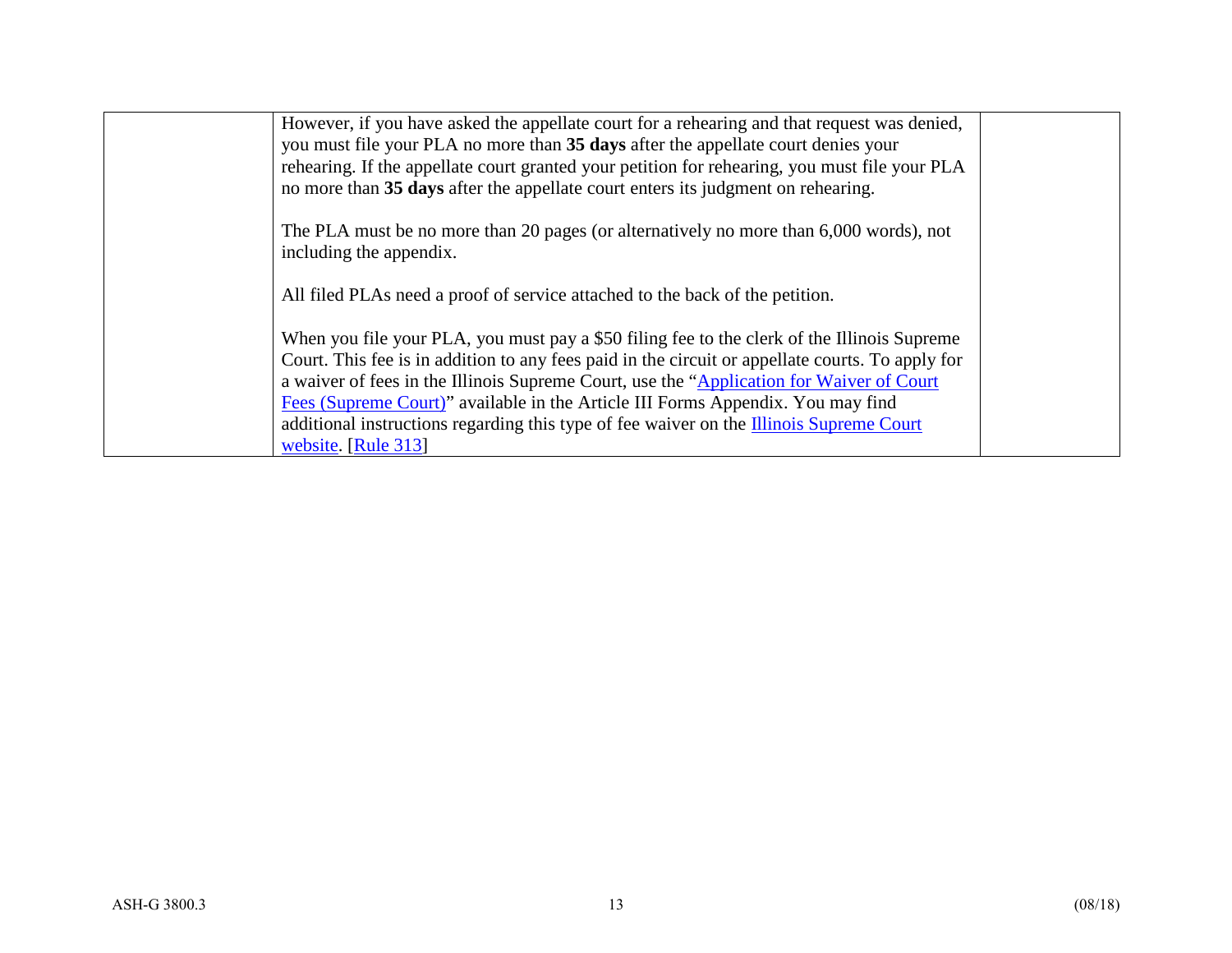|  | However, if you have asked the appellate court for a rehearing and that request was denied, you must file your PLA no more than **35 days** after the appellate court denies your rehearing. If the appellate court granted your petition for rehearing, you must file your PLA no more than **35 days** after the appellate court enters its judgment on rehearing.<br><br>The PLA must be no more than 20 pages (or alternatively no more than 6,000 words), not including the appendix.<br><br>All filed PLAs need a proof of service attached to the back of the petition.<br><br>When you file your PLA, you must pay a $50 filing fee to the clerk of the Illinois Supreme Court. This fee is in addition to any fees paid in the circuit or appellate courts. To apply for a waiver of fees in the Illinois Supreme Court, use the "Application for Waiver of Court Fees (Supreme Court)" available in the Article III Forms Appendix. You may find additional instructions regarding this type of fee waiver on the Illinois Supreme Court website. [Rule 313] |  |
|---|---|---|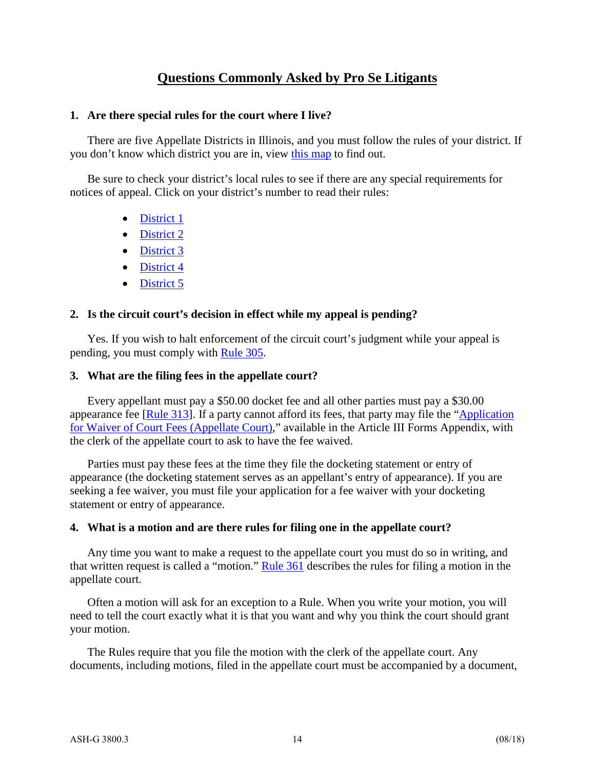## Questions Commonly Asked by Pro Se Litigants

### 1. Are there special rules for the court where I live?

There are five Appellate Districts in Illinois, and you must follow the rules of your district. If you don't know which district you are in, view this map to find out.

Be sure to check your district's local rules to see if there are any special requirements for notices of appeal. Click on your district's number to read their rules:

- District 1
- District 2
- District 3
- District 4
- District 5

### 2. Is the circuit court's decision in effect while my appeal is pending?

Yes. If you wish to halt enforcement of the circuit court's judgment while your appeal is pending, you must comply with Rule 305.

### 3. What are the filing fees in the appellate court?

Every appellant must pay a $50.00 docket fee and all other parties must pay a $30.00 appearance fee [Rule 313]. If a party cannot afford its fees, that party may file the "Application for Waiver of Court Fees (Appellate Court)," available in the Article III Forms Appendix, with the clerk of the appellate court to ask to have the fee waived.

Parties must pay these fees at the time they file the docketing statement or entry of appearance (the docketing statement serves as an appellant's entry of appearance). If you are seeking a fee waiver, you must file your application for a fee waiver with your docketing statement or entry of appearance.

### 4. What is a motion and are there rules for filing one in the appellate court?

Any time you want to make a request to the appellate court you must do so in writing, and that written request is called a "motion." Rule 361 describes the rules for filing a motion in the appellate court.

Often a motion will ask for an exception to a Rule. When you write your motion, you will need to tell the court exactly what it is that you want and why you think the court should grant your motion.

The Rules require that you file the motion with the clerk of the appellate court. Any documents, including motions, filed in the appellate court must be accompanied by a document,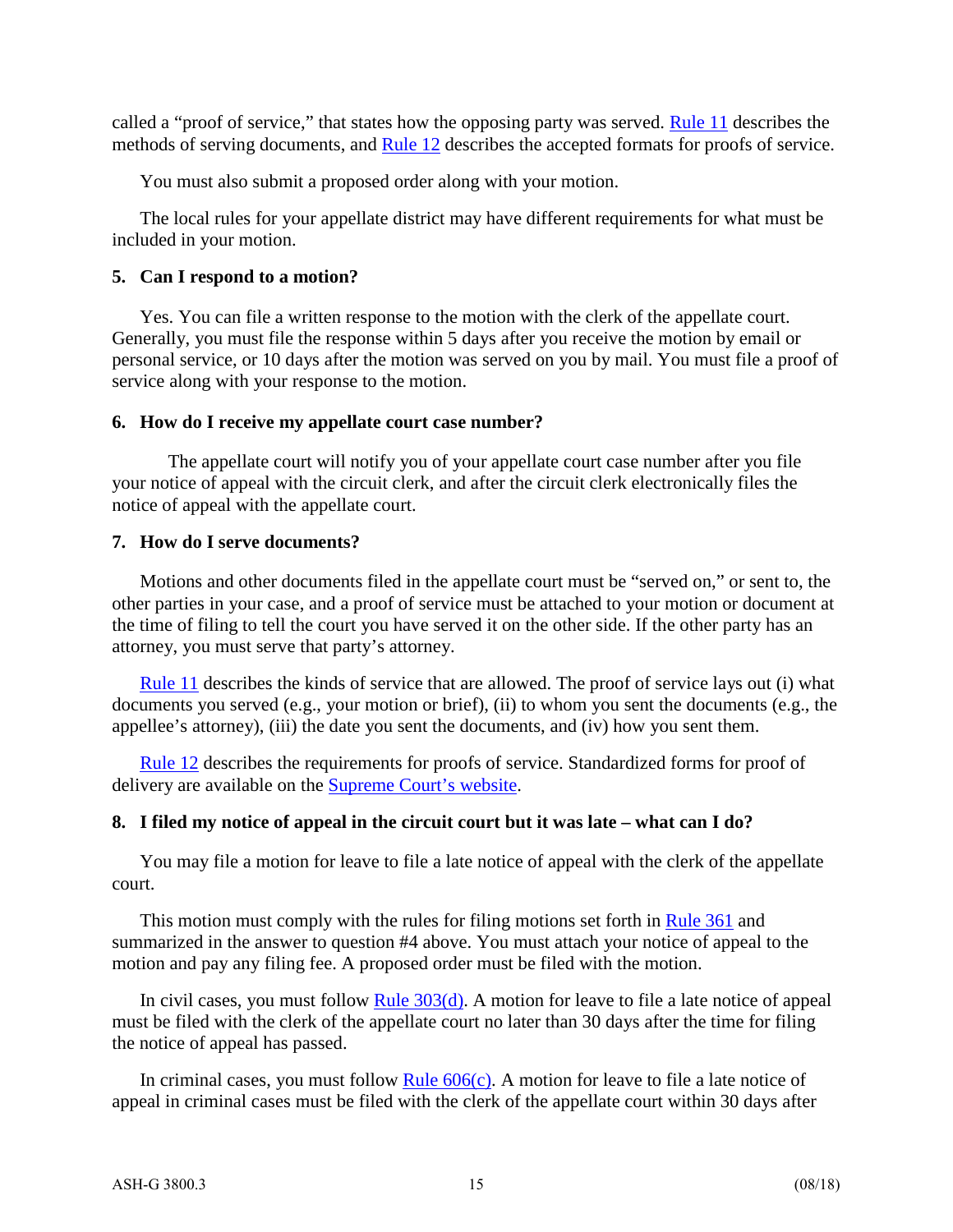called a "proof of service," that states how the opposing party was served. Rule 11 describes the methods of serving documents, and Rule 12 describes the accepted formats for proofs of service.

You must also submit a proposed order along with your motion.

The local rules for your appellate district may have different requirements for what must be included in your motion.

### 5. Can I respond to a motion?

Yes. You can file a written response to the motion with the clerk of the appellate court. Generally, you must file the response within 5 days after you receive the motion by email or personal service, or 10 days after the motion was served on you by mail. You must file a proof of service along with your response to the motion.

### 6. How do I receive my appellate court case number?

The appellate court will notify you of your appellate court case number after you file your notice of appeal with the circuit clerk, and after the circuit clerk electronically files the notice of appeal with the appellate court.

### 7. How do I serve documents?

Motions and other documents filed in the appellate court must be "served on," or sent to, the other parties in your case, and a proof of service must be attached to your motion or document at the time of filing to tell the court you have served it on the other side. If the other party has an attorney, you must serve that party's attorney.

Rule 11 describes the kinds of service that are allowed. The proof of service lays out (i) what documents you served (e.g., your motion or brief), (ii) to whom you sent the documents (e.g., the appellee's attorney), (iii) the date you sent the documents, and (iv) how you sent them.

Rule 12 describes the requirements for proofs of service. Standardized forms for proof of delivery are available on the Supreme Court's website.

### 8. I filed my notice of appeal in the circuit court but it was late – what can I do?

You may file a motion for leave to file a late notice of appeal with the clerk of the appellate court.

This motion must comply with the rules for filing motions set forth in Rule 361 and summarized in the answer to question #4 above. You must attach your notice of appeal to the motion and pay any filing fee. A proposed order must be filed with the motion.

In civil cases, you must follow Rule 303(d). A motion for leave to file a late notice of appeal must be filed with the clerk of the appellate court no later than 30 days after the time for filing the notice of appeal has passed.

In criminal cases, you must follow Rule 606(c). A motion for leave to file a late notice of appeal in criminal cases must be filed with the clerk of the appellate court within 30 days after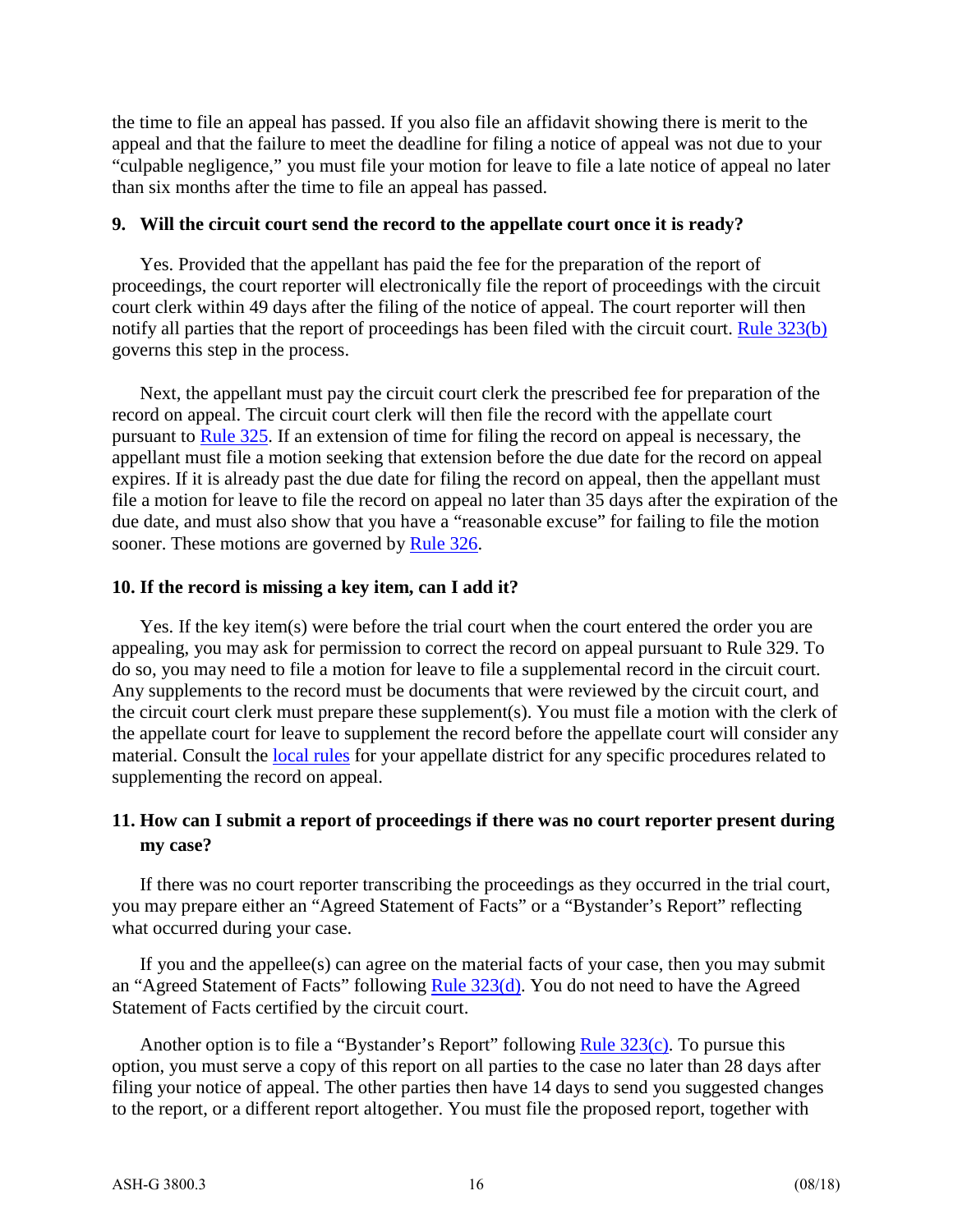the time to file an appeal has passed. If you also file an affidavit showing there is merit to the appeal and that the failure to meet the deadline for filing a notice of appeal was not due to your "culpable negligence," you must file your motion for leave to file a late notice of appeal no later than six months after the time to file an appeal has passed.

**9. Will the circuit court send the record to the appellate court once it is ready?**

Yes. Provided that the appellant has paid the fee for the preparation of the report of proceedings, the court reporter will electronically file the report of proceedings with the circuit court clerk within 49 days after the filing of the notice of appeal. The court reporter will then notify all parties that the report of proceedings has been filed with the circuit court. Rule 323(b) governs this step in the process.

Next, the appellant must pay the circuit court clerk the prescribed fee for preparation of the record on appeal. The circuit court clerk will then file the record with the appellate court pursuant to Rule 325. If an extension of time for filing the record on appeal is necessary, the appellant must file a motion seeking that extension before the due date for the record on appeal expires. If it is already past the due date for filing the record on appeal, then the appellant must file a motion for leave to file the record on appeal no later than 35 days after the expiration of the due date, and must also show that you have a "reasonable excuse" for failing to file the motion sooner. These motions are governed by Rule 326.

**10. If the record is missing a key item, can I add it?**

Yes. If the key item(s) were before the trial court when the court entered the order you are appealing, you may ask for permission to correct the record on appeal pursuant to Rule 329. To do so, you may need to file a motion for leave to file a supplemental record in the circuit court. Any supplements to the record must be documents that were reviewed by the circuit court, and the circuit court clerk must prepare these supplement(s). You must file a motion with the clerk of the appellate court for leave to supplement the record before the appellate court will consider any material. Consult the local rules for your appellate district for any specific procedures related to supplementing the record on appeal.

**11. How can I submit a report of proceedings if there was no court reporter present during my case?**

If there was no court reporter transcribing the proceedings as they occurred in the trial court, you may prepare either an "Agreed Statement of Facts" or a "Bystander's Report" reflecting what occurred during your case.

If you and the appellee(s) can agree on the material facts of your case, then you may submit an "Agreed Statement of Facts" following Rule 323(d). You do not need to have the Agreed Statement of Facts certified by the circuit court.

Another option is to file a "Bystander's Report" following Rule 323(c). To pursue this option, you must serve a copy of this report on all parties to the case no later than 28 days after filing your notice of appeal. The other parties then have 14 days to send you suggested changes to the report, or a different report altogether. You must file the proposed report, together with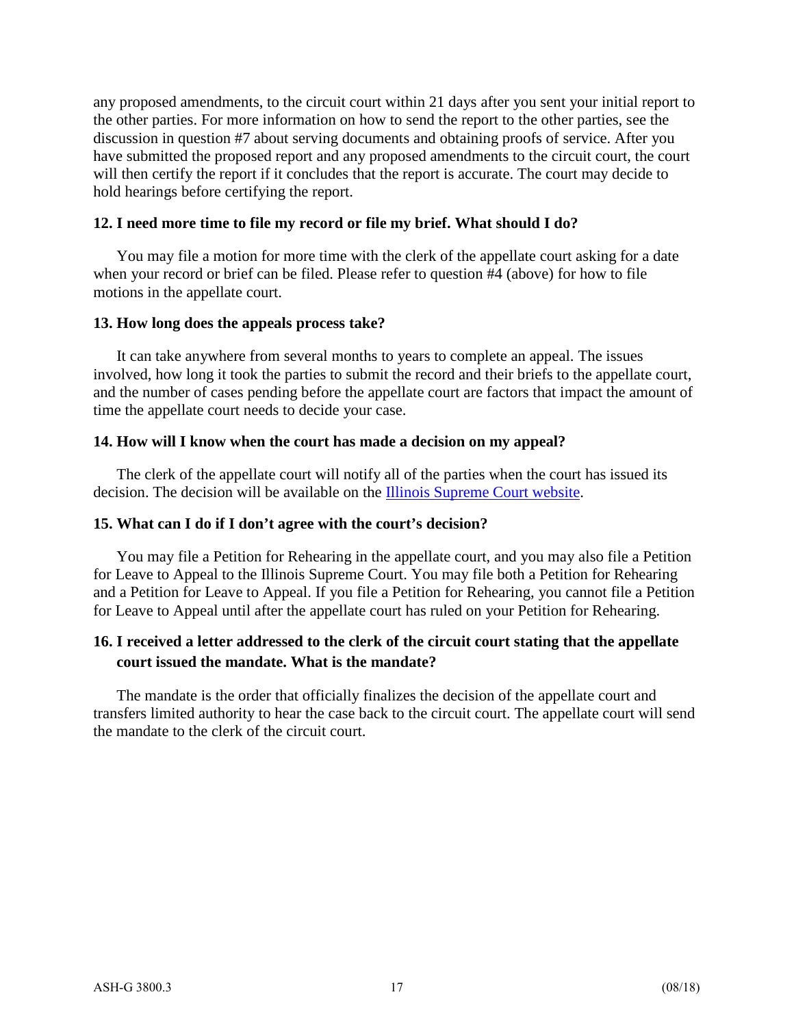any proposed amendments, to the circuit court within 21 days after you sent your initial report to the other parties. For more information on how to send the report to the other parties, see the discussion in question #7 about serving documents and obtaining proofs of service. After you have submitted the proposed report and any proposed amendments to the circuit court, the court will then certify the report if it concludes that the report is accurate. The court may decide to hold hearings before certifying the report.

### 12. I need more time to file my record or file my brief. What should I do?

You may file a motion for more time with the clerk of the appellate court asking for a date when your record or brief can be filed. Please refer to question #4 (above) for how to file motions in the appellate court.

### 13. How long does the appeals process take?

It can take anywhere from several months to years to complete an appeal. The issues involved, how long it took the parties to submit the record and their briefs to the appellate court, and the number of cases pending before the appellate court are factors that impact the amount of time the appellate court needs to decide your case.

### 14. How will I know when the court has made a decision on my appeal?

The clerk of the appellate court will notify all of the parties when the court has issued its decision. The decision will be available on the Illinois Supreme Court website.

### 15. What can I do if I don't agree with the court's decision?

You may file a Petition for Rehearing in the appellate court, and you may also file a Petition for Leave to Appeal to the Illinois Supreme Court. You may file both a Petition for Rehearing and a Petition for Leave to Appeal. If you file a Petition for Rehearing, you cannot file a Petition for Leave to Appeal until after the appellate court has ruled on your Petition for Rehearing.

### 16. I received a letter addressed to the clerk of the circuit court stating that the appellate court issued the mandate. What is the mandate?

The mandate is the order that officially finalizes the decision of the appellate court and transfers limited authority to hear the case back to the circuit court. The appellate court will send the mandate to the clerk of the circuit court.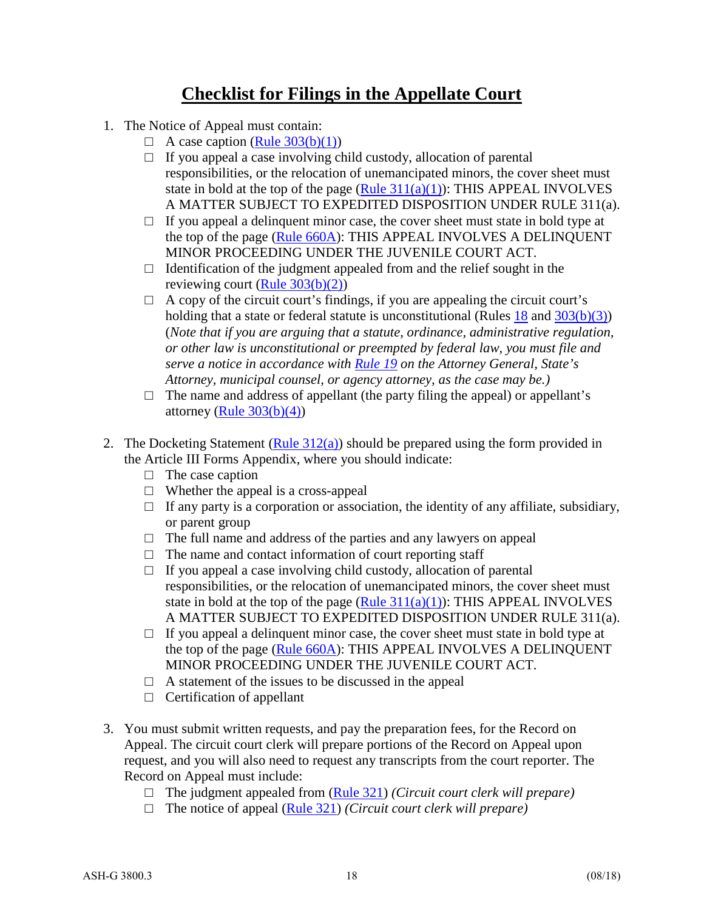# Checklist for Filings in the Appellate Court

1. The Notice of Appeal must contain:
   - ☐ A case caption (Rule 303(b)(1))
   - ☐ If you appeal a case involving child custody, allocation of parental responsibilities, or the relocation of unemancipated minors, the cover sheet must state in bold at the top of the page (Rule 311(a)(1)): THIS APPEAL INVOLVES A MATTER SUBJECT TO EXPEDITED DISPOSITION UNDER RULE 311(a).
   - ☐ If you appeal a delinquent minor case, the cover sheet must state in bold type at the top of the page (Rule 660A): THIS APPEAL INVOLVES A DELINQUENT MINOR PROCEEDING UNDER THE JUVENILE COURT ACT.
   - ☐ Identification of the judgment appealed from and the relief sought in the reviewing court (Rule 303(b)(2))
   - ☐ A copy of the circuit court's findings, if you are appealing the circuit court's holding that a state or federal statute is unconstitutional (Rules 18 and 303(b)(3)) (*Note that if you are arguing that a statute, ordinance, administrative regulation, or other law is unconstitutional or preempted by federal law, you must file and serve a notice in accordance with Rule 19 on the Attorney General, State's Attorney, municipal counsel, or agency attorney, as the case may be.)*
   - ☐ The name and address of appellant (the party filing the appeal) or appellant's attorney (Rule 303(b)(4))

2. The Docketing Statement (Rule 312(a)) should be prepared using the form provided in the Article III Forms Appendix, where you should indicate:
   - ☐ The case caption
   - ☐ Whether the appeal is a cross-appeal
   - ☐ If any party is a corporation or association, the identity of any affiliate, subsidiary, or parent group
   - ☐ The full name and address of the parties and any lawyers on appeal
   - ☐ The name and contact information of court reporting staff
   - ☐ If you appeal a case involving child custody, allocation of parental responsibilities, or the relocation of unemancipated minors, the cover sheet must state in bold at the top of the page (Rule 311(a)(1)): THIS APPEAL INVOLVES A MATTER SUBJECT TO EXPEDITED DISPOSITION UNDER RULE 311(a).
   - ☐ If you appeal a delinquent minor case, the cover sheet must state in bold type at the top of the page (Rule 660A): THIS APPEAL INVOLVES A DELINQUENT MINOR PROCEEDING UNDER THE JUVENILE COURT ACT.
   - ☐ A statement of the issues to be discussed in the appeal
   - ☐ Certification of appellant

3. You must submit written requests, and pay the preparation fees, for the Record on Appeal. The circuit court clerk will prepare portions of the Record on Appeal upon request, and you will also need to request any transcripts from the court reporter. The Record on Appeal must include:
   - ☐ The judgment appealed from (Rule 321) *(Circuit court clerk will prepare)*
   - ☐ The notice of appeal (Rule 321) *(Circuit court clerk will prepare)*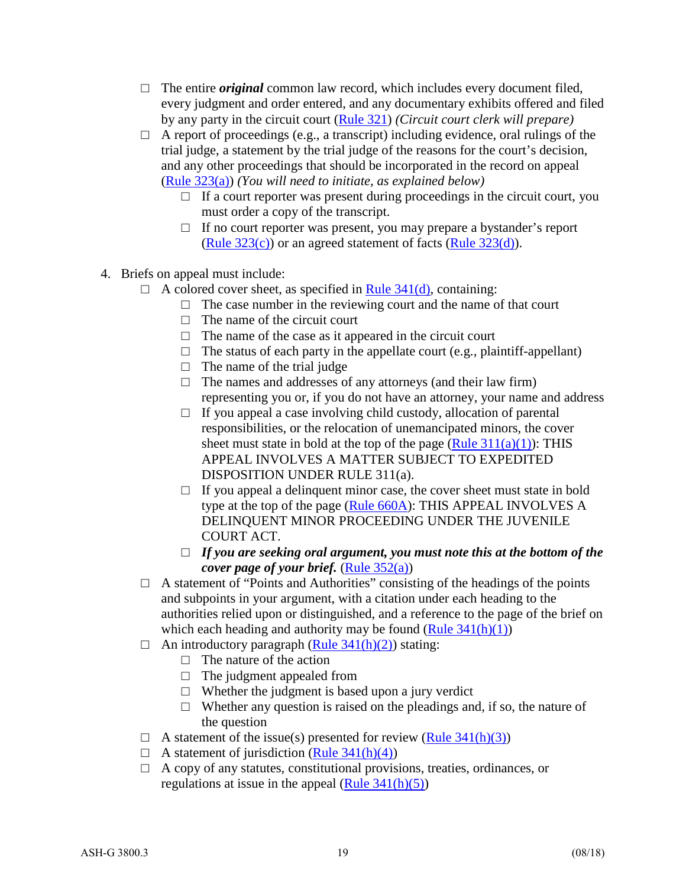- ☐ The entire ***original*** common law record, which includes every document filed, every judgment and order entered, and any documentary exhibits offered and filed by any party in the circuit court (Rule 321) *(Circuit court clerk will prepare)*
- ☐ A report of proceedings (e.g., a transcript) including evidence, oral rulings of the trial judge, a statement by the trial judge of the reasons for the court's decision, and any other proceedings that should be incorporated in the record on appeal (Rule 323(a)) *(You will need to initiate, as explained below)*
  - ☐ If a court reporter was present during proceedings in the circuit court, you must order a copy of the transcript.
  - ☐ If no court reporter was present, you may prepare a bystander's report (Rule 323(c)) or an agreed statement of facts (Rule 323(d)).

4. Briefs on appeal must include:
   - ☐ A colored cover sheet, as specified in Rule 341(d), containing:
     - ☐ The case number in the reviewing court and the name of that court
     - ☐ The name of the circuit court
     - ☐ The name of the case as it appeared in the circuit court
     - ☐ The status of each party in the appellate court (e.g., plaintiff-appellant)
     - ☐ The name of the trial judge
     - ☐ The names and addresses of any attorneys (and their law firm) representing you or, if you do not have an attorney, your name and address
     - ☐ If you appeal a case involving child custody, allocation of parental responsibilities, or the relocation of unemancipated minors, the cover sheet must state in bold at the top of the page (Rule 311(a)(1)): THIS APPEAL INVOLVES A MATTER SUBJECT TO EXPEDITED DISPOSITION UNDER RULE 311(a).
     - ☐ If you appeal a delinquent minor case, the cover sheet must state in bold type at the top of the page (Rule 660A): THIS APPEAL INVOLVES A DELINQUENT MINOR PROCEEDING UNDER THE JUVENILE COURT ACT.
     - ☐ ***If you are seeking oral argument, you must note this at the bottom of the cover page of your brief.*** (Rule 352(a))
   - ☐ A statement of "Points and Authorities" consisting of the headings of the points and subpoints in your argument, with a citation under each heading to the authorities relied upon or distinguished, and a reference to the page of the brief on which each heading and authority may be found (Rule 341(h)(1))
   - ☐ An introductory paragraph (Rule 341(h)(2)) stating:
     - ☐ The nature of the action
     - ☐ The judgment appealed from
     - ☐ Whether the judgment is based upon a jury verdict
     - ☐ Whether any question is raised on the pleadings and, if so, the nature of the question
   - ☐ A statement of the issue(s) presented for review (Rule 341(h)(3))
   - ☐ A statement of jurisdiction (Rule 341(h)(4))
   - ☐ A copy of any statutes, constitutional provisions, treaties, ordinances, or regulations at issue in the appeal (Rule 341(h)(5))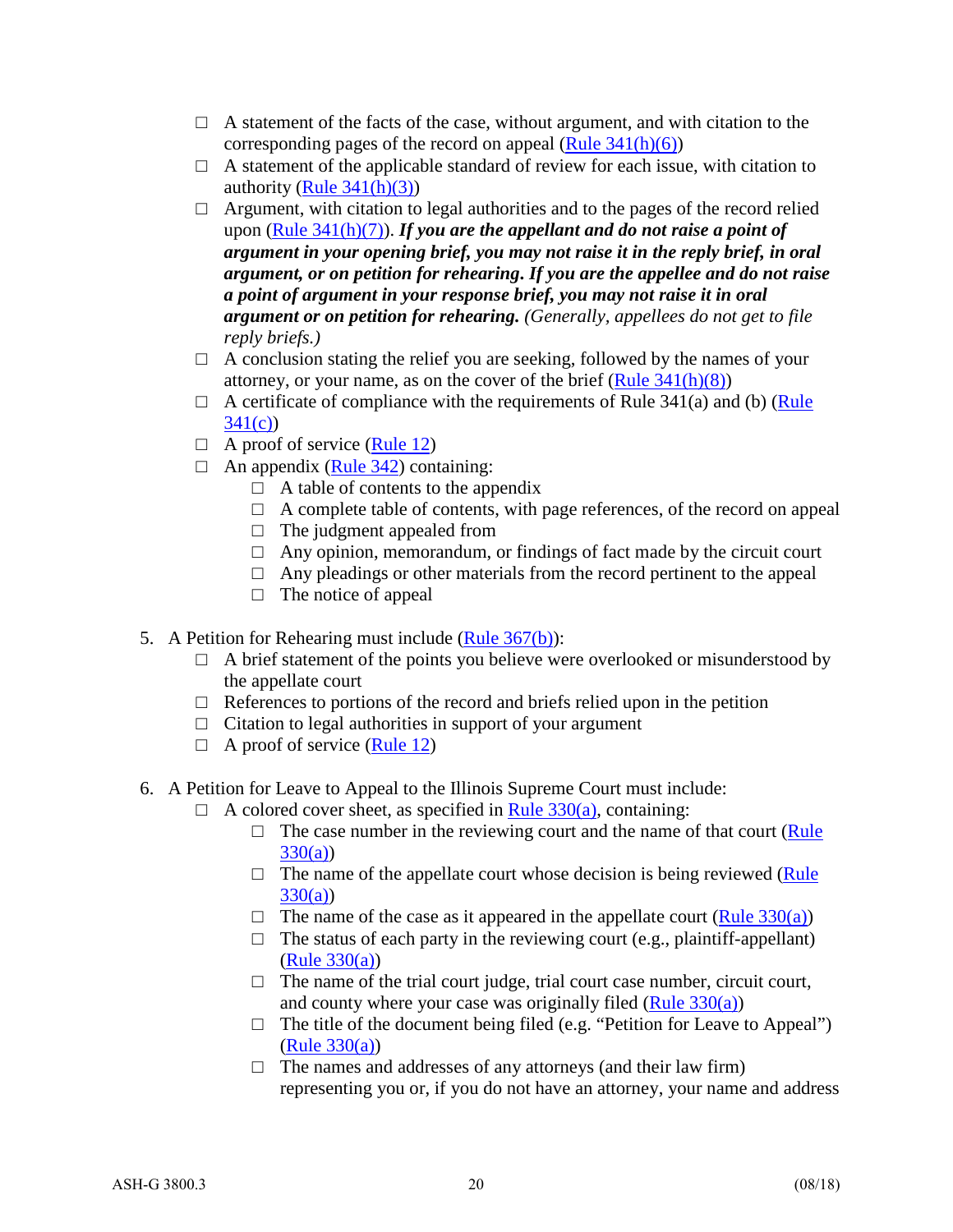- ☐ A statement of the facts of the case, without argument, and with citation to the corresponding pages of the record on appeal (Rule 341(h)(6))
- ☐ A statement of the applicable standard of review for each issue, with citation to authority (Rule 341(h)(3))
- ☐ Argument, with citation to legal authorities and to the pages of the record relied upon (Rule 341(h)(7)). ***If you are the appellant and do not raise a point of argument in your opening brief, you may not raise it in the reply brief, in oral argument, or on petition for rehearing. If you are the appellee and do not raise a point of argument in your response brief, you may not raise it in oral argument or on petition for rehearing.*** *(Generally, appellees do not get to file reply briefs.)*
- ☐ A conclusion stating the relief you are seeking, followed by the names of your attorney, or your name, as on the cover of the brief (Rule 341(h)(8))
- ☐ A certificate of compliance with the requirements of Rule 341(a) and (b) (Rule 341(c))
- ☐ A proof of service (Rule 12)
- ☐ An appendix (Rule 342) containing:
  - ☐ A table of contents to the appendix
  - ☐ A complete table of contents, with page references, of the record on appeal
  - ☐ The judgment appealed from
  - ☐ Any opinion, memorandum, or findings of fact made by the circuit court
  - ☐ Any pleadings or other materials from the record pertinent to the appeal
  - ☐ The notice of appeal

5. A Petition for Rehearing must include (Rule 367(b)):
   - ☐ A brief statement of the points you believe were overlooked or misunderstood by the appellate court
   - ☐ References to portions of the record and briefs relied upon in the petition
   - ☐ Citation to legal authorities in support of your argument
   - ☐ A proof of service (Rule 12)

6. A Petition for Leave to Appeal to the Illinois Supreme Court must include:
   - ☐ A colored cover sheet, as specified in Rule 330(a), containing:
     - ☐ The case number in the reviewing court and the name of that court (Rule 330(a))
     - ☐ The name of the appellate court whose decision is being reviewed (Rule 330(a))
     - ☐ The name of the case as it appeared in the appellate court (Rule 330(a))
     - ☐ The status of each party in the reviewing court (e.g., plaintiff-appellant) (Rule 330(a))
     - ☐ The name of the trial court judge, trial court case number, circuit court, and county where your case was originally filed (Rule 330(a))
     - ☐ The title of the document being filed (e.g. "Petition for Leave to Appeal") (Rule 330(a))
     - ☐ The names and addresses of any attorneys (and their law firm) representing you or, if you do not have an attorney, your name and address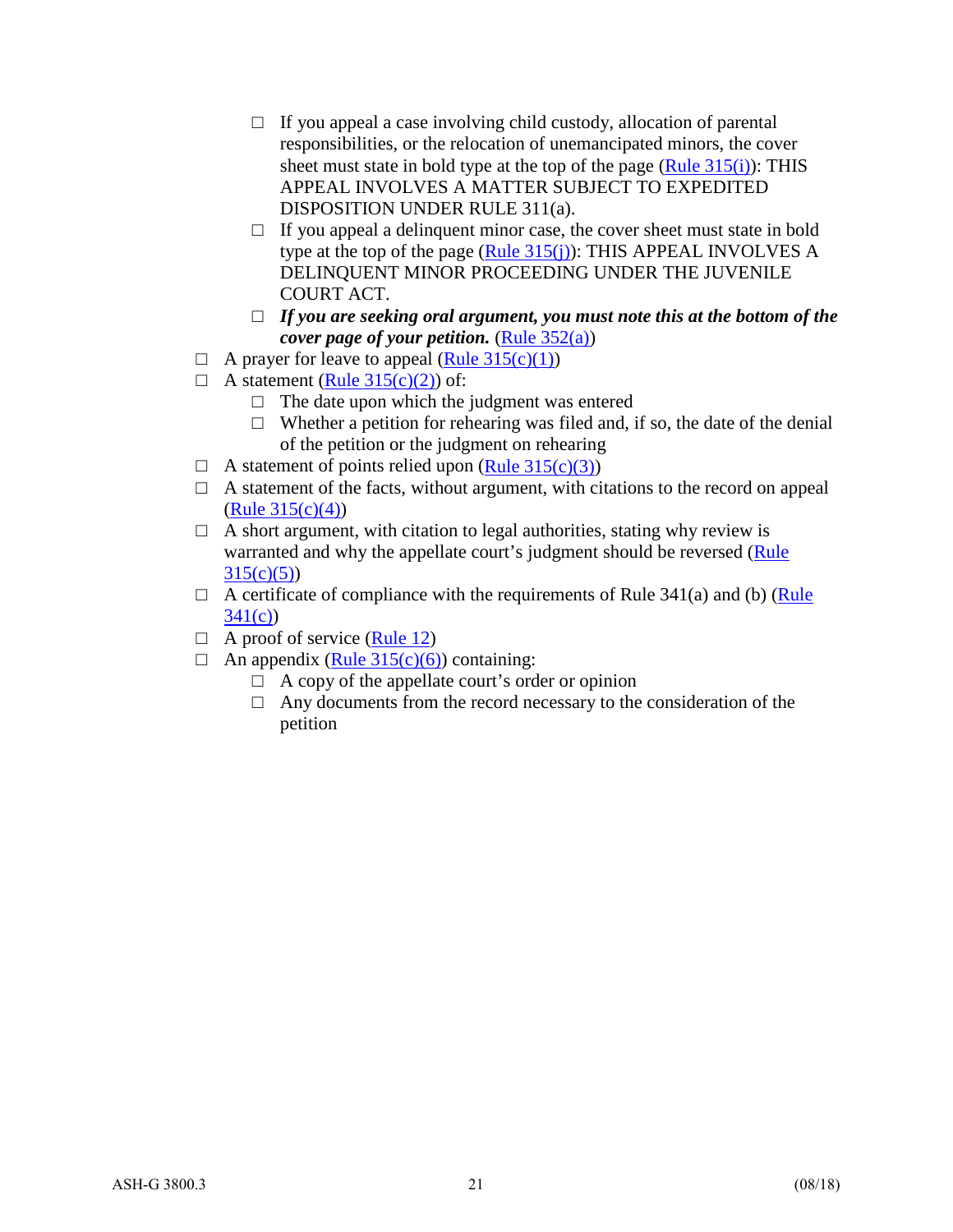- ☐ If you appeal a case involving child custody, allocation of parental responsibilities, or the relocation of unemancipated minors, the cover sheet must state in bold type at the top of the page (Rule 315(i)): THIS APPEAL INVOLVES A MATTER SUBJECT TO EXPEDITED DISPOSITION UNDER RULE 311(a).
  - ☐ If you appeal a delinquent minor case, the cover sheet must state in bold type at the top of the page (Rule 315(j)): THIS APPEAL INVOLVES A DELINQUENT MINOR PROCEEDING UNDER THE JUVENILE COURT ACT.
  - ☐ ***If you are seeking oral argument, you must note this at the bottom of the cover page of your petition.*** (Rule 352(a))
- ☐ A prayer for leave to appeal (Rule 315(c)(1))
- ☐ A statement (Rule 315(c)(2)) of:
  - ☐ The date upon which the judgment was entered
  - ☐ Whether a petition for rehearing was filed and, if so, the date of the denial of the petition or the judgment on rehearing
- ☐ A statement of points relied upon (Rule 315(c)(3))
- ☐ A statement of the facts, without argument, with citations to the record on appeal (Rule 315(c)(4))
- ☐ A short argument, with citation to legal authorities, stating why review is warranted and why the appellate court's judgment should be reversed (Rule 315(c)(5))
- ☐ A certificate of compliance with the requirements of Rule 341(a) and (b) (Rule 341(c))
- ☐ A proof of service (Rule 12)
- ☐ An appendix (Rule 315(c)(6)) containing:
  - ☐ A copy of the appellate court's order or opinion
  - ☐ Any documents from the record necessary to the consideration of the petition